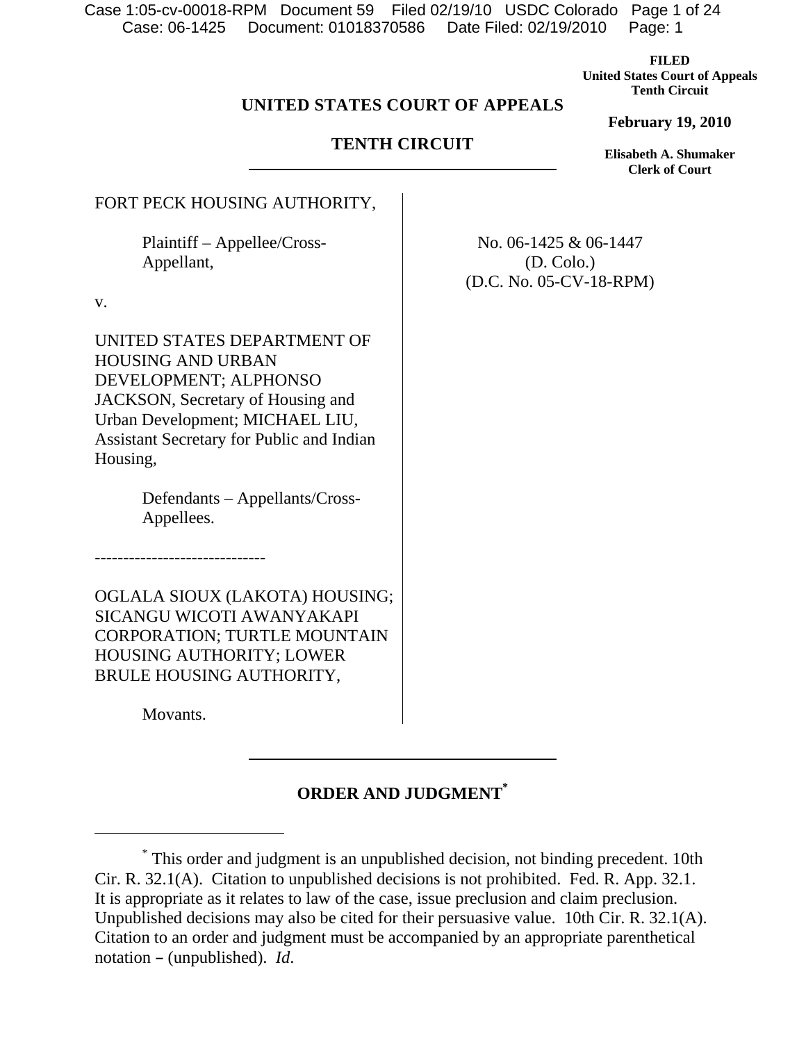**FILED**
**United States Court of Appeals**
**Tenth Circuit**

**February 19, 2010**

**Elisabeth A. Shumaker**
**Clerk of Court**

# UNITED STATES COURT OF APPEALS

# TENTH CIRCUIT

FORT PECK HOUSING AUTHORITY,

Plaintiff – Appellee/Cross-Appellant,

v.

UNITED STATES DEPARTMENT OF HOUSING AND URBAN DEVELOPMENT; ALPHONSO JACKSON, Secretary of Housing and Urban Development; MICHAEL LIU, Assistant Secretary for Public and Indian Housing,

Defendants – Appellants/Cross-Appellees.

------------------------------

OGLALA SIOUX (LAKOTA) HOUSING; SICANGU WICOTI AWANYAKAPI CORPORATION; TURTLE MOUNTAIN HOUSING AUTHORITY; LOWER BRULE HOUSING AUTHORITY,

Movants.

No. 06-1425 & 06-1447
(D. Colo.)
(D.C. No. 05-CV-18-RPM)

## ORDER AND JUDGMENT[*]

[*] This order and judgment is an unpublished decision, not binding precedent. 10th Cir. R. 32.1(A). Citation to unpublished decisions is not prohibited. Fed. R. App. 32.1. It is appropriate as it relates to law of the case, issue preclusion and claim preclusion. Unpublished decisions may also be cited for their persuasive value. 10th Cir. R. 32.1(A). Citation to an order and judgment must be accompanied by an appropriate parenthetical notation – (unpublished). *Id*.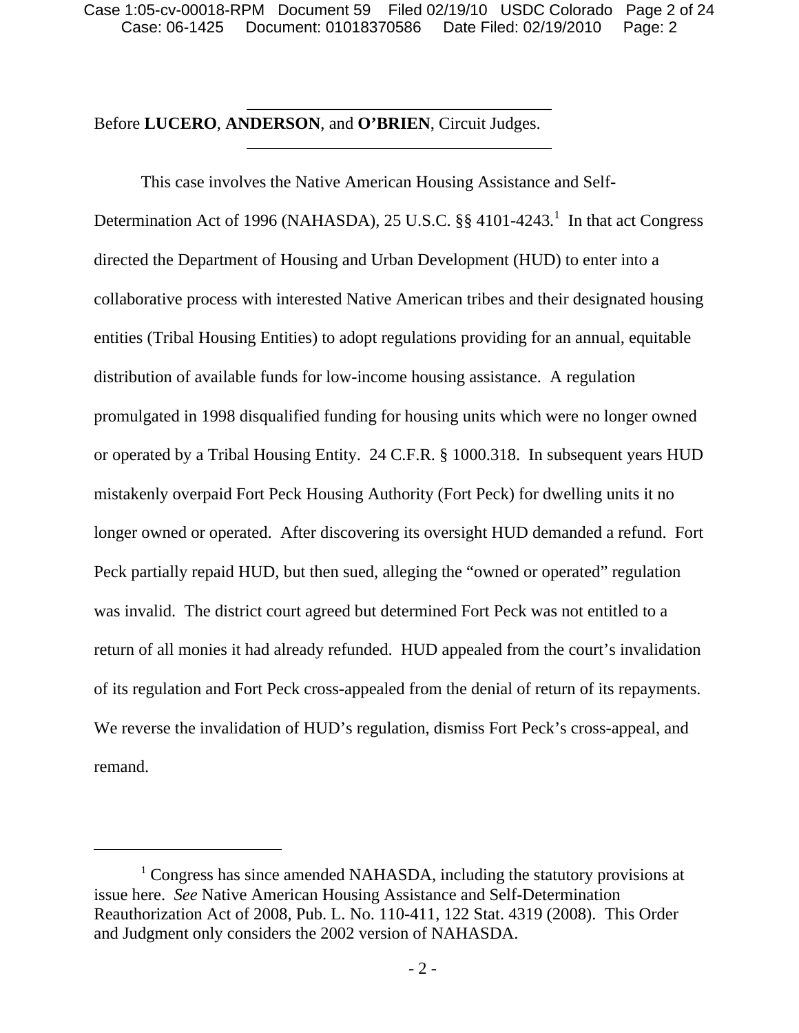Before **LUCERO**, **ANDERSON**, and **O'BRIEN**, Circuit Judges.

This case involves the Native American Housing Assistance and Self-Determination Act of 1996 (NAHASDA), 25 U.S.C. §§ 4101-4243.[1] In that act Congress directed the Department of Housing and Urban Development (HUD) to enter into a collaborative process with interested Native American tribes and their designated housing entities (Tribal Housing Entities) to adopt regulations providing for an annual, equitable distribution of available funds for low-income housing assistance. A regulation promulgated in 1998 disqualified funding for housing units which were no longer owned or operated by a Tribal Housing Entity. 24 C.F.R. § 1000.318. In subsequent years HUD mistakenly overpaid Fort Peck Housing Authority (Fort Peck) for dwelling units it no longer owned or operated. After discovering its oversight HUD demanded a refund. Fort Peck partially repaid HUD, but then sued, alleging the "owned or operated" regulation was invalid. The district court agreed but determined Fort Peck was not entitled to a return of all monies it had already refunded. HUD appealed from the court's invalidation of its regulation and Fort Peck cross-appealed from the denial of return of its repayments. We reverse the invalidation of HUD's regulation, dismiss Fort Peck's cross-appeal, and remand.

---

[1] Congress has since amended NAHASDA, including the statutory provisions at issue here. *See* Native American Housing Assistance and Self-Determination Reauthorization Act of 2008, Pub. L. No. 110-411, 122 Stat. 4319 (2008). This Order and Judgment only considers the 2002 version of NAHASDA.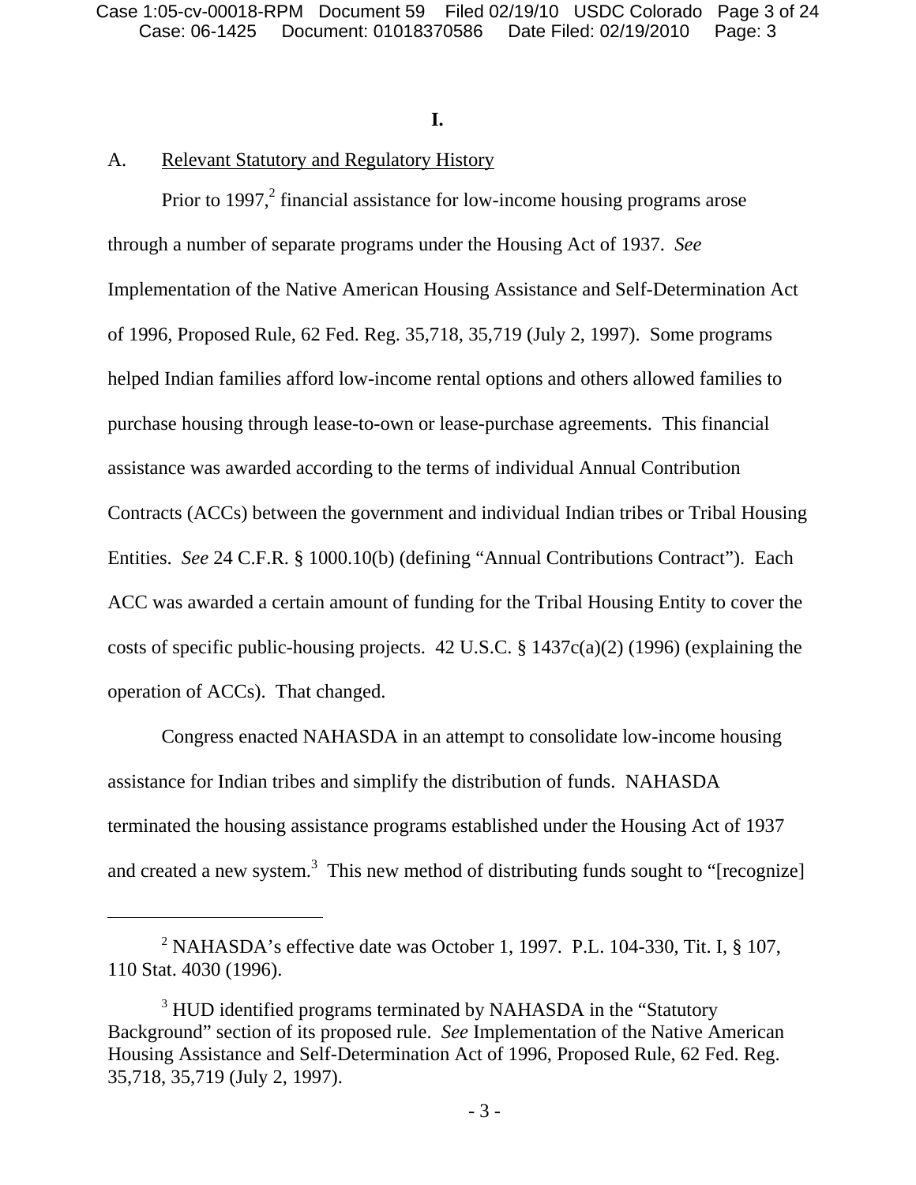**I.**

A. Relevant Statutory and Regulatory History

Prior to 1997,[2] financial assistance for low-income housing programs arose through a number of separate programs under the Housing Act of 1937. *See* Implementation of the Native American Housing Assistance and Self-Determination Act of 1996, Proposed Rule, 62 Fed. Reg. 35,718, 35,719 (July 2, 1997). Some programs helped Indian families afford low-income rental options and others allowed families to purchase housing through lease-to-own or lease-purchase agreements. This financial assistance was awarded according to the terms of individual Annual Contribution Contracts (ACCs) between the government and individual Indian tribes or Tribal Housing Entities. *See* 24 C.F.R. § 1000.10(b) (defining "Annual Contributions Contract"). Each ACC was awarded a certain amount of funding for the Tribal Housing Entity to cover the costs of specific public-housing projects. 42 U.S.C. § 1437c(a)(2) (1996) (explaining the operation of ACCs). That changed.

Congress enacted NAHASDA in an attempt to consolidate low-income housing assistance for Indian tribes and simplify the distribution of funds. NAHASDA terminated the housing assistance programs established under the Housing Act of 1937 and created a new system.[3] This new method of distributing funds sought to "[recognize]

---

[2] NAHASDA's effective date was October 1, 1997. P.L. 104-330, Tit. I, § 107, 110 Stat. 4030 (1996).

[3] HUD identified programs terminated by NAHASDA in the "Statutory Background" section of its proposed rule. *See* Implementation of the Native American Housing Assistance and Self-Determination Act of 1996, Proposed Rule, 62 Fed. Reg. 35,718, 35,719 (July 2, 1997).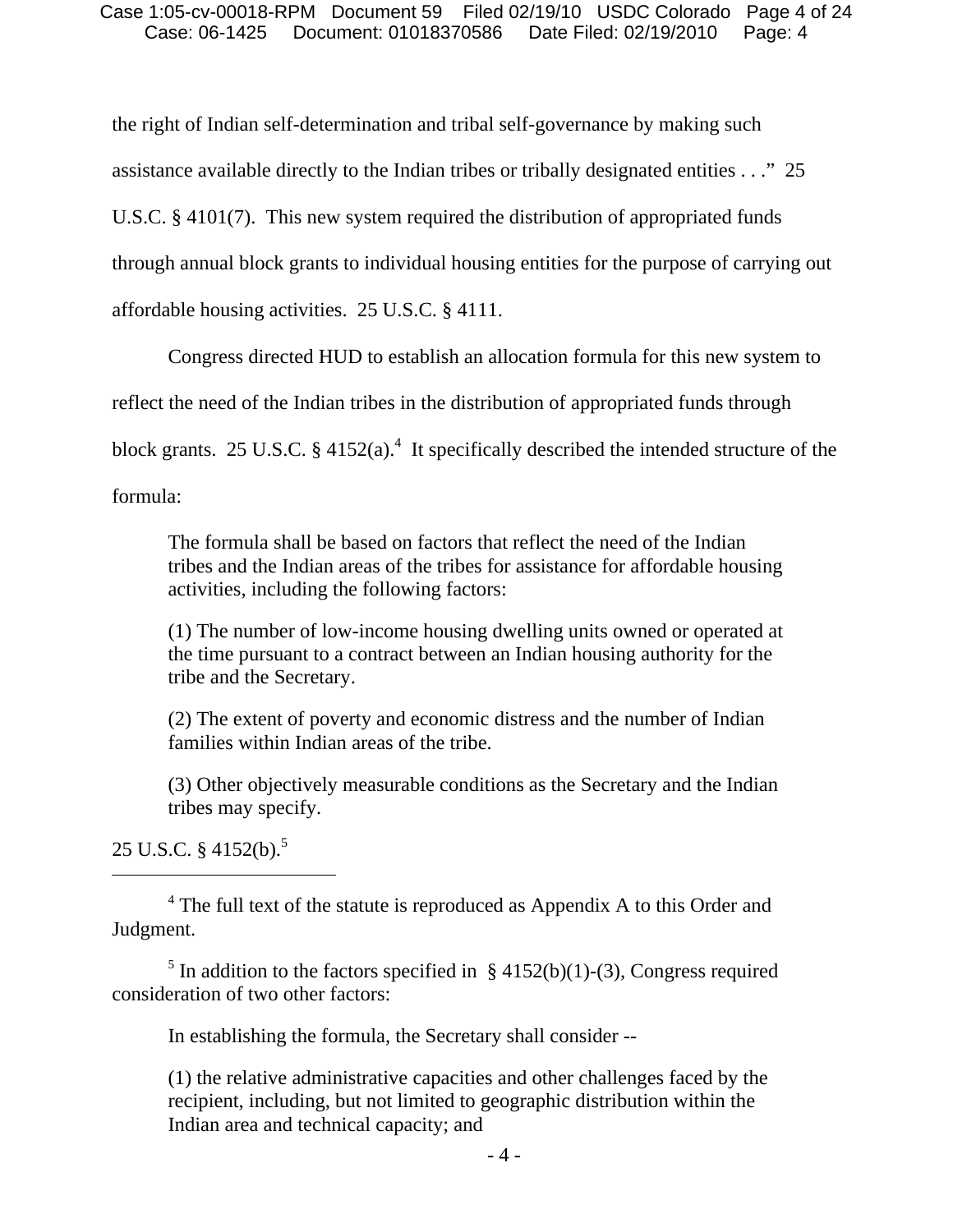the right of Indian self-determination and tribal self-governance by making such assistance available directly to the Indian tribes or tribally designated entities . . ." 25 U.S.C. § 4101(7). This new system required the distribution of appropriated funds through annual block grants to individual housing entities for the purpose of carrying out affordable housing activities. 25 U.S.C. § 4111.

Congress directed HUD to establish an allocation formula for this new system to reflect the need of the Indian tribes in the distribution of appropriated funds through block grants. 25 U.S.C. § 4152(a).[4] It specifically described the intended structure of the formula:

> The formula shall be based on factors that reflect the need of the Indian tribes and the Indian areas of the tribes for assistance for affordable housing activities, including the following factors:
>
> (1) The number of low-income housing dwelling units owned or operated at the time pursuant to a contract between an Indian housing authority for the tribe and the Secretary.
>
> (2) The extent of poverty and economic distress and the number of Indian families within Indian areas of the tribe.
>
> (3) Other objectively measurable conditions as the Secretary and the Indian tribes may specify.

25 U.S.C. § 4152(b).[5]

---

[4] The full text of the statute is reproduced as Appendix A to this Order and Judgment.

[5] In addition to the factors specified in § 4152(b)(1)-(3), Congress required consideration of two other factors:

> In establishing the formula, the Secretary shall consider --
>
> (1) the relative administrative capacities and other challenges faced by the recipient, including, but not limited to geographic distribution within the Indian area and technical capacity; and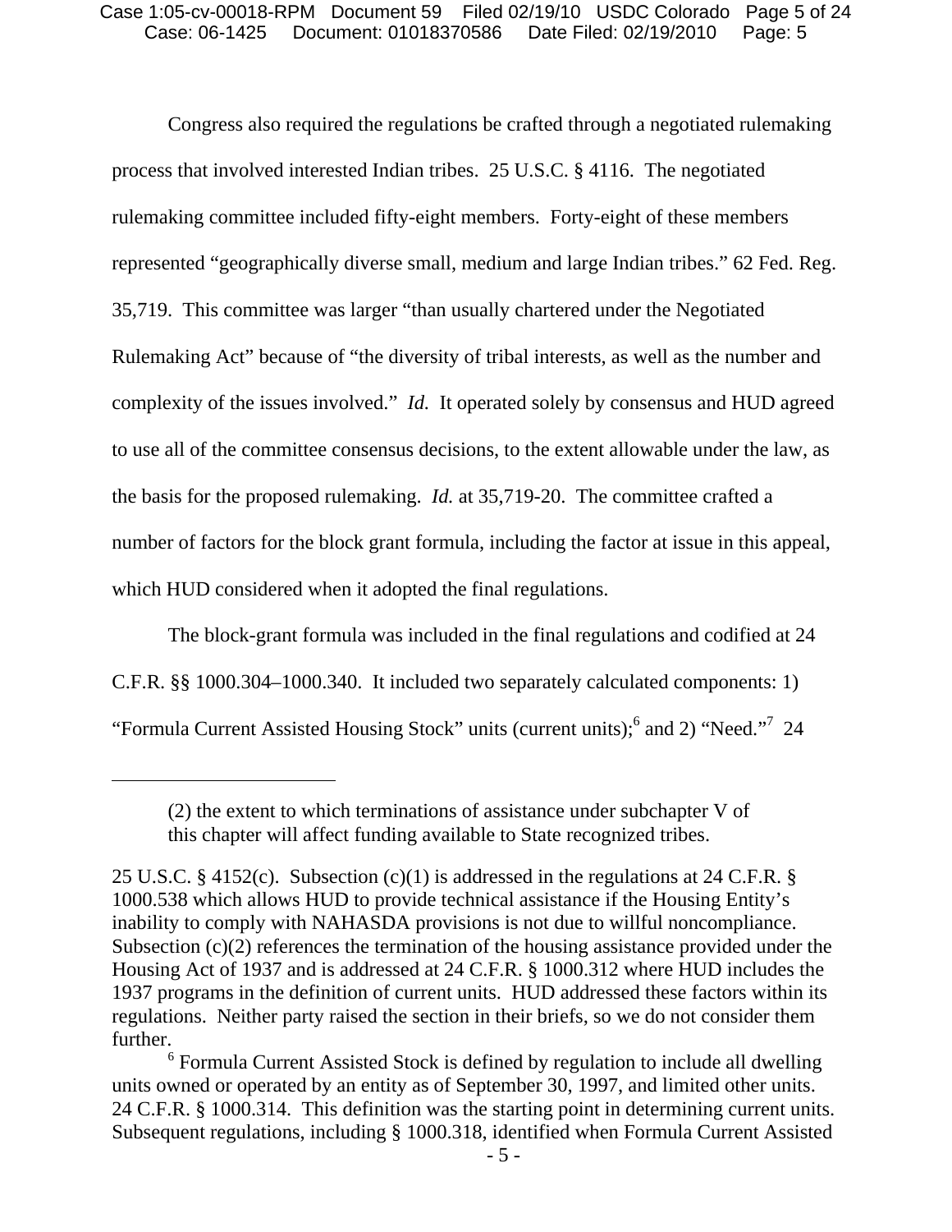Congress also required the regulations be crafted through a negotiated rulemaking process that involved interested Indian tribes. 25 U.S.C. § 4116. The negotiated rulemaking committee included fifty-eight members. Forty-eight of these members represented "geographically diverse small, medium and large Indian tribes." 62 Fed. Reg. 35,719. This committee was larger "than usually chartered under the Negotiated Rulemaking Act" because of "the diversity of tribal interests, as well as the number and complexity of the issues involved." *Id.* It operated solely by consensus and HUD agreed to use all of the committee consensus decisions, to the extent allowable under the law, as the basis for the proposed rulemaking. *Id.* at 35,719-20. The committee crafted a number of factors for the block grant formula, including the factor at issue in this appeal, which HUD considered when it adopted the final regulations.

The block-grant formula was included in the final regulations and codified at 24 C.F.R. §§ 1000.304–1000.340. It included two separately calculated components: 1) "Formula Current Assisted Housing Stock" units (current units);[6] and 2) "Need."[7] 24

---

> (2) the extent to which terminations of assistance under subchapter V of this chapter will affect funding available to State recognized tribes.

25 U.S.C. § 4152(c). Subsection (c)(1) is addressed in the regulations at 24 C.F.R. § 1000.538 which allows HUD to provide technical assistance if the Housing Entity's inability to comply with NAHASDA provisions is not due to willful noncompliance. Subsection (c)(2) references the termination of the housing assistance provided under the Housing Act of 1937 and is addressed at 24 C.F.R. § 1000.312 where HUD includes the 1937 programs in the definition of current units. HUD addressed these factors within its regulations. Neither party raised the section in their briefs, so we do not consider them further.

[6] Formula Current Assisted Stock is defined by regulation to include all dwelling units owned or operated by an entity as of September 30, 1997, and limited other units. 24 C.F.R. § 1000.314. This definition was the starting point in determining current units. Subsequent regulations, including § 1000.318, identified when Formula Current Assisted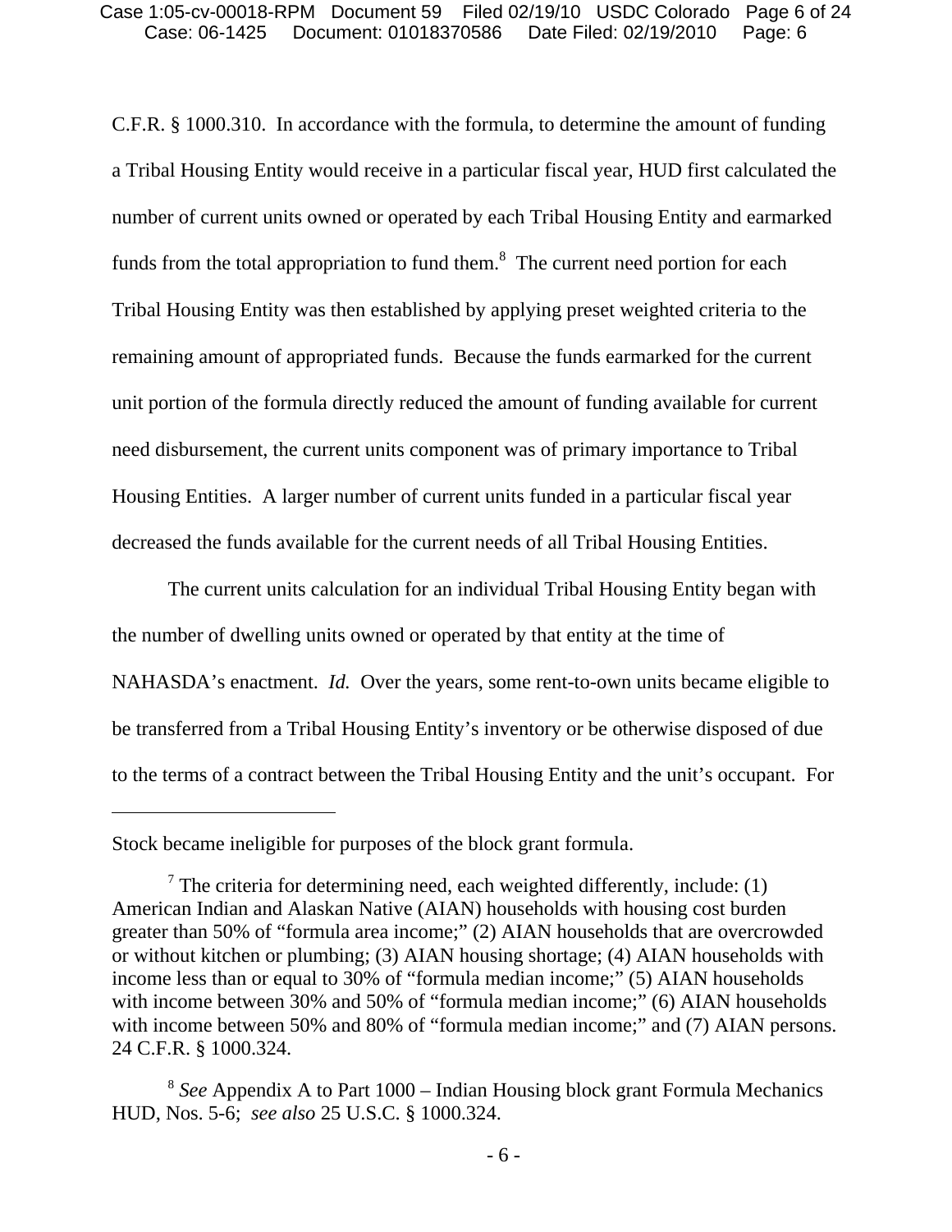C.F.R. § 1000.310. In accordance with the formula, to determine the amount of funding a Tribal Housing Entity would receive in a particular fiscal year, HUD first calculated the number of current units owned or operated by each Tribal Housing Entity and earmarked funds from the total appropriation to fund them.[8] The current need portion for each Tribal Housing Entity was then established by applying preset weighted criteria to the remaining amount of appropriated funds. Because the funds earmarked for the current unit portion of the formula directly reduced the amount of funding available for current need disbursement, the current units component was of primary importance to Tribal Housing Entities. A larger number of current units funded in a particular fiscal year decreased the funds available for the current needs of all Tribal Housing Entities.

The current units calculation for an individual Tribal Housing Entity began with the number of dwelling units owned or operated by that entity at the time of NAHASDA's enactment. *Id.* Over the years, some rent-to-own units became eligible to be transferred from a Tribal Housing Entity's inventory or be otherwise disposed of due to the terms of a contract between the Tribal Housing Entity and the unit's occupant. For

---

Stock became ineligible for purposes of the block grant formula.

[7] The criteria for determining need, each weighted differently, include: (1) American Indian and Alaskan Native (AIAN) households with housing cost burden greater than 50% of "formula area income;" (2) AIAN households that are overcrowded or without kitchen or plumbing; (3) AIAN housing shortage; (4) AIAN households with income less than or equal to 30% of "formula median income;" (5) AIAN households with income between 30% and 50% of "formula median income;" (6) AIAN households with income between 50% and 80% of "formula median income;" and (7) AIAN persons. 24 C.F.R. § 1000.324.

[8] *See* Appendix A to Part 1000 – Indian Housing block grant Formula Mechanics HUD, Nos. 5-6; *see also* 25 U.S.C. § 1000.324.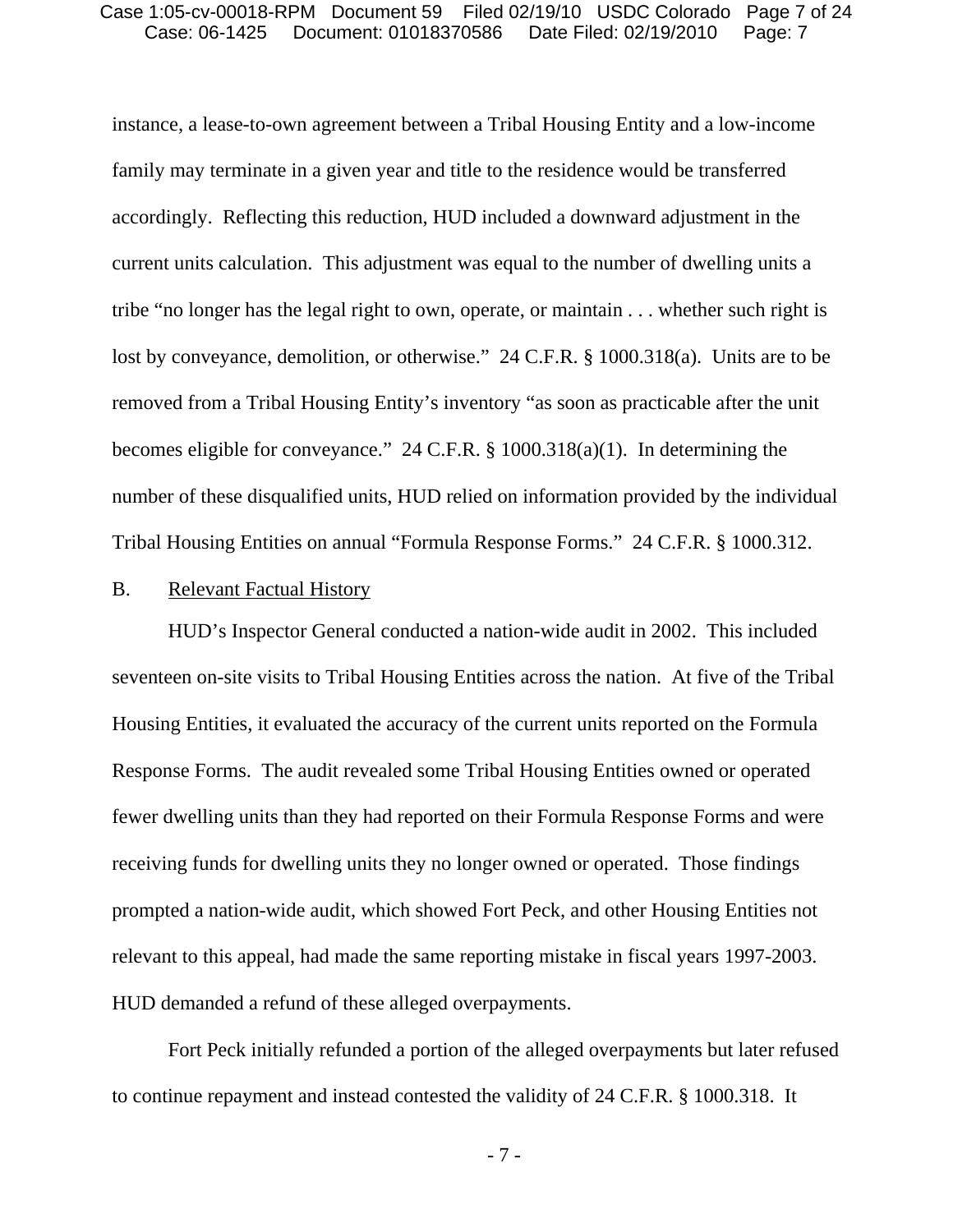instance, a lease-to-own agreement between a Tribal Housing Entity and a low-income family may terminate in a given year and title to the residence would be transferred accordingly. Reflecting this reduction, HUD included a downward adjustment in the current units calculation. This adjustment was equal to the number of dwelling units a tribe "no longer has the legal right to own, operate, or maintain . . . whether such right is lost by conveyance, demolition, or otherwise." 24 C.F.R. § 1000.318(a). Units are to be removed from a Tribal Housing Entity's inventory "as soon as practicable after the unit becomes eligible for conveyance." 24 C.F.R. § 1000.318(a)(1). In determining the number of these disqualified units, HUD relied on information provided by the individual Tribal Housing Entities on annual "Formula Response Forms." 24 C.F.R. § 1000.312.

B. Relevant Factual History

HUD's Inspector General conducted a nation-wide audit in 2002. This included seventeen on-site visits to Tribal Housing Entities across the nation. At five of the Tribal Housing Entities, it evaluated the accuracy of the current units reported on the Formula Response Forms. The audit revealed some Tribal Housing Entities owned or operated fewer dwelling units than they had reported on their Formula Response Forms and were receiving funds for dwelling units they no longer owned or operated. Those findings prompted a nation-wide audit, which showed Fort Peck, and other Housing Entities not relevant to this appeal, had made the same reporting mistake in fiscal years 1997-2003. HUD demanded a refund of these alleged overpayments.

Fort Peck initially refunded a portion of the alleged overpayments but later refused to continue repayment and instead contested the validity of 24 C.F.R. § 1000.318. It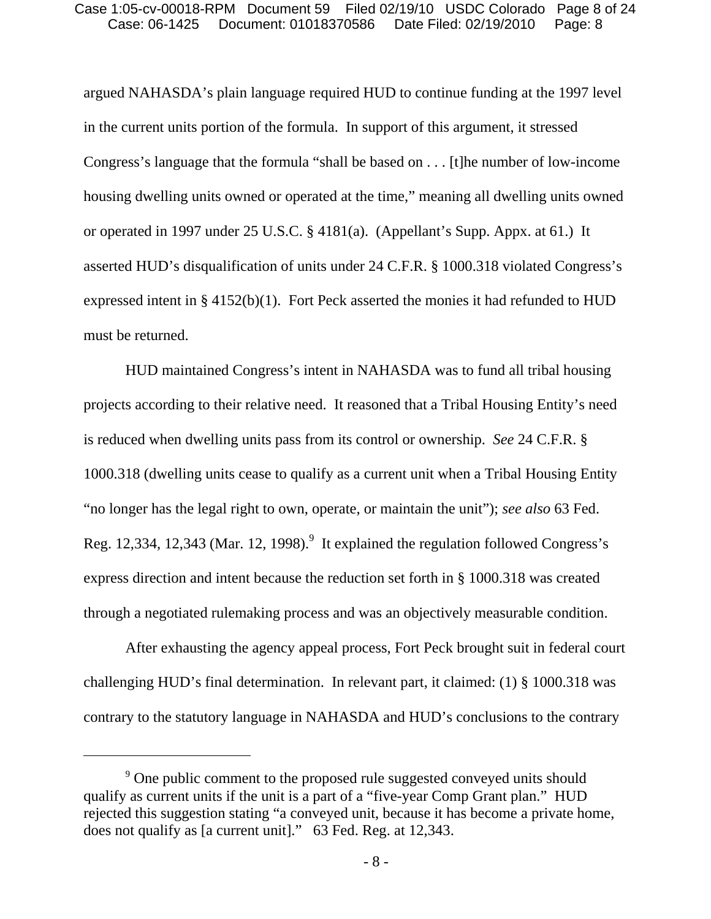argued NAHASDA's plain language required HUD to continue funding at the 1997 level in the current units portion of the formula. In support of this argument, it stressed Congress's language that the formula "shall be based on . . . [t]he number of low-income housing dwelling units owned or operated at the time," meaning all dwelling units owned or operated in 1997 under 25 U.S.C. § 4181(a). (Appellant's Supp. Appx. at 61.) It asserted HUD's disqualification of units under 24 C.F.R. § 1000.318 violated Congress's expressed intent in § 4152(b)(1). Fort Peck asserted the monies it had refunded to HUD must be returned.

HUD maintained Congress's intent in NAHASDA was to fund all tribal housing projects according to their relative need. It reasoned that a Tribal Housing Entity's need is reduced when dwelling units pass from its control or ownership. *See* 24 C.F.R. § 1000.318 (dwelling units cease to qualify as a current unit when a Tribal Housing Entity "no longer has the legal right to own, operate, or maintain the unit"); *see also* 63 Fed. Reg. 12,334, 12,343 (Mar. 12, 1998).[9] It explained the regulation followed Congress's express direction and intent because the reduction set forth in § 1000.318 was created through a negotiated rulemaking process and was an objectively measurable condition.

After exhausting the agency appeal process, Fort Peck brought suit in federal court challenging HUD's final determination. In relevant part, it claimed: (1) § 1000.318 was contrary to the statutory language in NAHASDA and HUD's conclusions to the contrary

---

[9] One public comment to the proposed rule suggested conveyed units should qualify as current units if the unit is a part of a "five-year Comp Grant plan." HUD rejected this suggestion stating "a conveyed unit, because it has become a private home, does not qualify as [a current unit]." 63 Fed. Reg. at 12,343.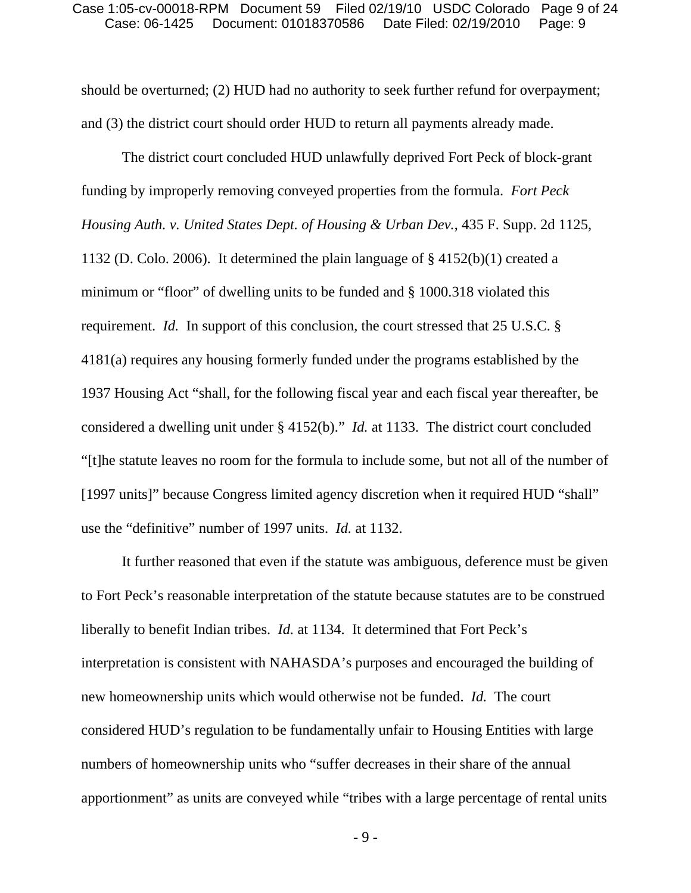should be overturned; (2) HUD had no authority to seek further refund for overpayment; and (3) the district court should order HUD to return all payments already made.

The district court concluded HUD unlawfully deprived Fort Peck of block-grant funding by improperly removing conveyed properties from the formula. *Fort Peck Housing Auth. v. United States Dept. of Housing & Urban Dev.*, 435 F. Supp. 2d 1125, 1132 (D. Colo. 2006). It determined the plain language of § 4152(b)(1) created a minimum or "floor" of dwelling units to be funded and § 1000.318 violated this requirement. *Id.* In support of this conclusion, the court stressed that 25 U.S.C. § 4181(a) requires any housing formerly funded under the programs established by the 1937 Housing Act "shall, for the following fiscal year and each fiscal year thereafter, be considered a dwelling unit under § 4152(b)." *Id.* at 1133. The district court concluded "[t]he statute leaves no room for the formula to include some, but not all of the number of [1997 units]" because Congress limited agency discretion when it required HUD "shall" use the "definitive" number of 1997 units. *Id.* at 1132.

It further reasoned that even if the statute was ambiguous, deference must be given to Fort Peck's reasonable interpretation of the statute because statutes are to be construed liberally to benefit Indian tribes. *Id.* at 1134. It determined that Fort Peck's interpretation is consistent with NAHASDA's purposes and encouraged the building of new homeownership units which would otherwise not be funded. *Id.* The court considered HUD's regulation to be fundamentally unfair to Housing Entities with large numbers of homeownership units who "suffer decreases in their share of the annual apportionment" as units are conveyed while "tribes with a large percentage of rental units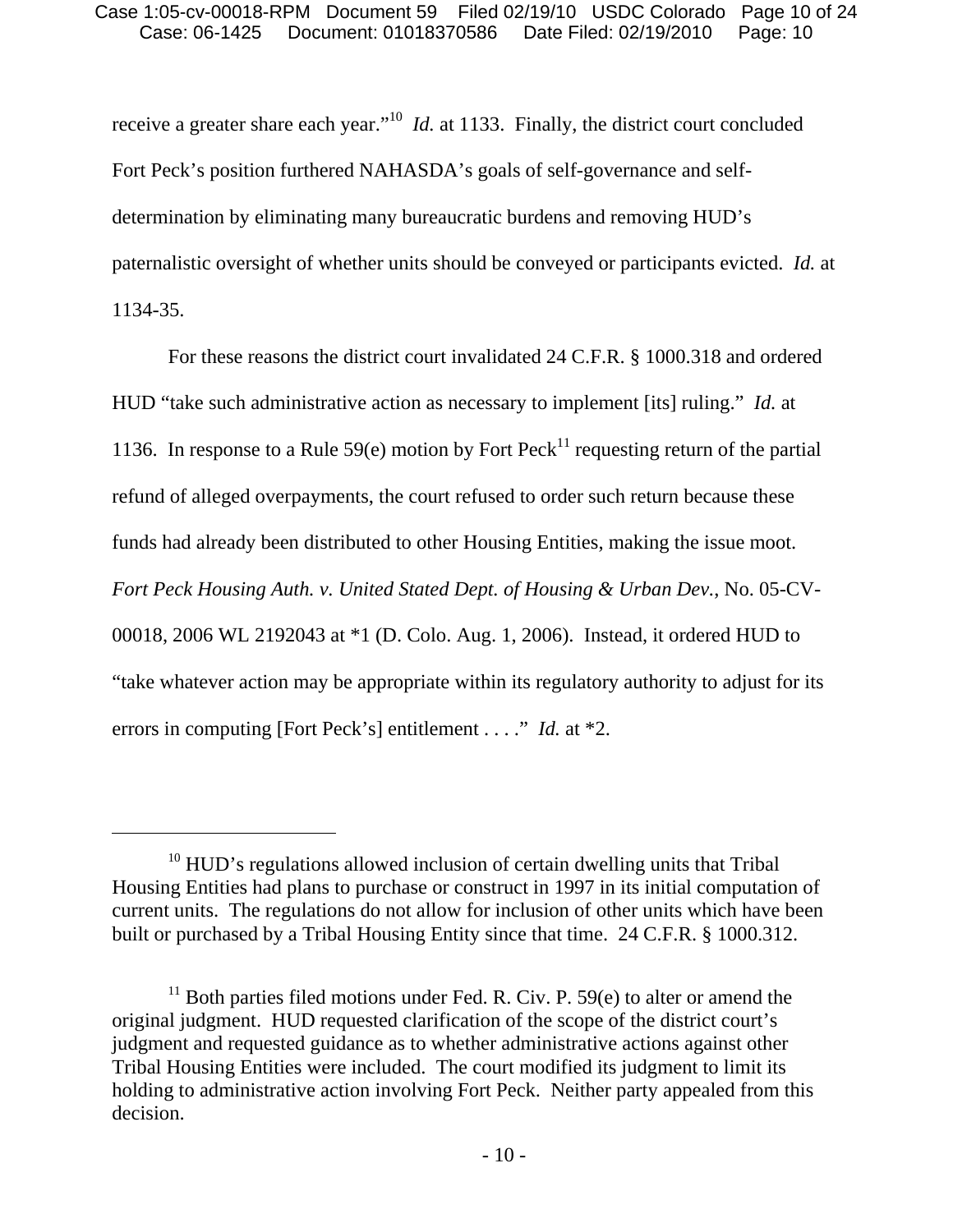receive a greater share each year."[10] *Id.* at 1133. Finally, the district court concluded Fort Peck's position furthered NAHASDA's goals of self-governance and self-determination by eliminating many bureaucratic burdens and removing HUD's paternalistic oversight of whether units should be conveyed or participants evicted. *Id.* at 1134-35.

For these reasons the district court invalidated 24 C.F.R. § 1000.318 and ordered HUD "take such administrative action as necessary to implement [its] ruling." *Id.* at 1136. In response to a Rule 59(e) motion by Fort Peck[11] requesting return of the partial refund of alleged overpayments, the court refused to order such return because these funds had already been distributed to other Housing Entities, making the issue moot. *Fort Peck Housing Auth. v. United Stated Dept. of Housing & Urban Dev.*, No. 05-CV-00018, 2006 WL 2192043 at *1 (D. Colo. Aug. 1, 2006). Instead, it ordered HUD to "take whatever action may be appropriate within its regulatory authority to adjust for its errors in computing [Fort Peck's] entitlement . . . ." *Id.* at *2.

---

[10] HUD's regulations allowed inclusion of certain dwelling units that Tribal Housing Entities had plans to purchase or construct in 1997 in its initial computation of current units. The regulations do not allow for inclusion of other units which have been built or purchased by a Tribal Housing Entity since that time. 24 C.F.R. § 1000.312.

[11] Both parties filed motions under Fed. R. Civ. P. 59(e) to alter or amend the original judgment. HUD requested clarification of the scope of the district court's judgment and requested guidance as to whether administrative actions against other Tribal Housing Entities were included. The court modified its judgment to limit its holding to administrative action involving Fort Peck. Neither party appealed from this decision.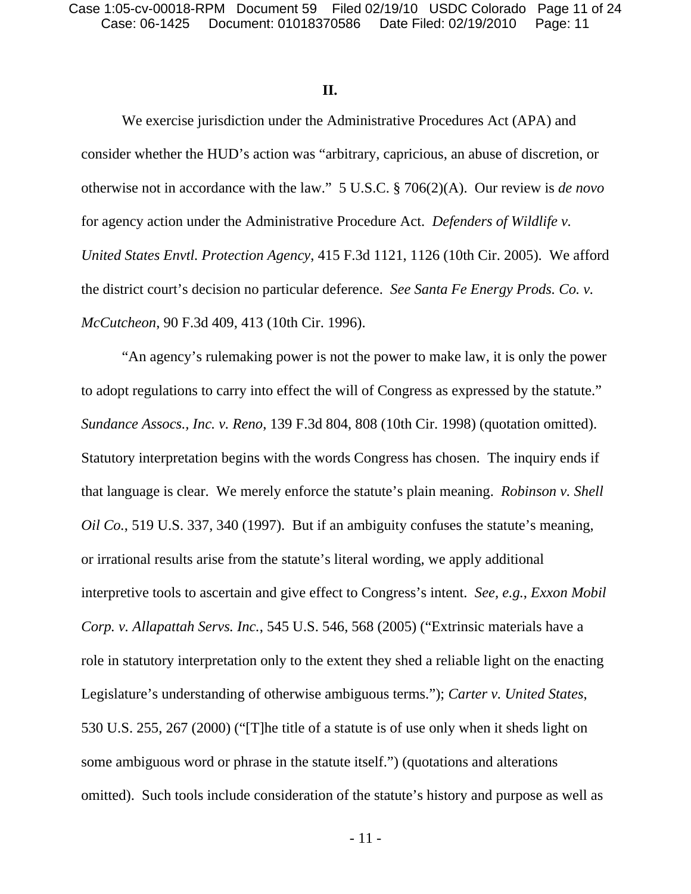## II.

We exercise jurisdiction under the Administrative Procedures Act (APA) and consider whether the HUD's action was "arbitrary, capricious, an abuse of discretion, or otherwise not in accordance with the law." 5 U.S.C. § 706(2)(A). Our review is *de novo* for agency action under the Administrative Procedure Act. *Defenders of Wildlife v. United States Envtl. Protection Agency*, 415 F.3d 1121, 1126 (10th Cir. 2005). We afford the district court's decision no particular deference. *See Santa Fe Energy Prods. Co. v. McCutcheon*, 90 F.3d 409, 413 (10th Cir. 1996).

"An agency's rulemaking power is not the power to make law, it is only the power to adopt regulations to carry into effect the will of Congress as expressed by the statute." *Sundance Assocs., Inc. v. Reno*, 139 F.3d 804, 808 (10th Cir. 1998) (quotation omitted). Statutory interpretation begins with the words Congress has chosen. The inquiry ends if that language is clear. We merely enforce the statute's plain meaning. *Robinson v. Shell Oil Co.*, 519 U.S. 337, 340 (1997). But if an ambiguity confuses the statute's meaning, or irrational results arise from the statute's literal wording, we apply additional interpretive tools to ascertain and give effect to Congress's intent. *See, e.g.*, *Exxon Mobil Corp. v. Allapattah Servs. Inc.*, 545 U.S. 546, 568 (2005) ("Extrinsic materials have a role in statutory interpretation only to the extent they shed a reliable light on the enacting Legislature's understanding of otherwise ambiguous terms."); *Carter v. United States*, 530 U.S. 255, 267 (2000) ("[T]he title of a statute is of use only when it sheds light on some ambiguous word or phrase in the statute itself.") (quotations and alterations omitted). Such tools include consideration of the statute's history and purpose as well as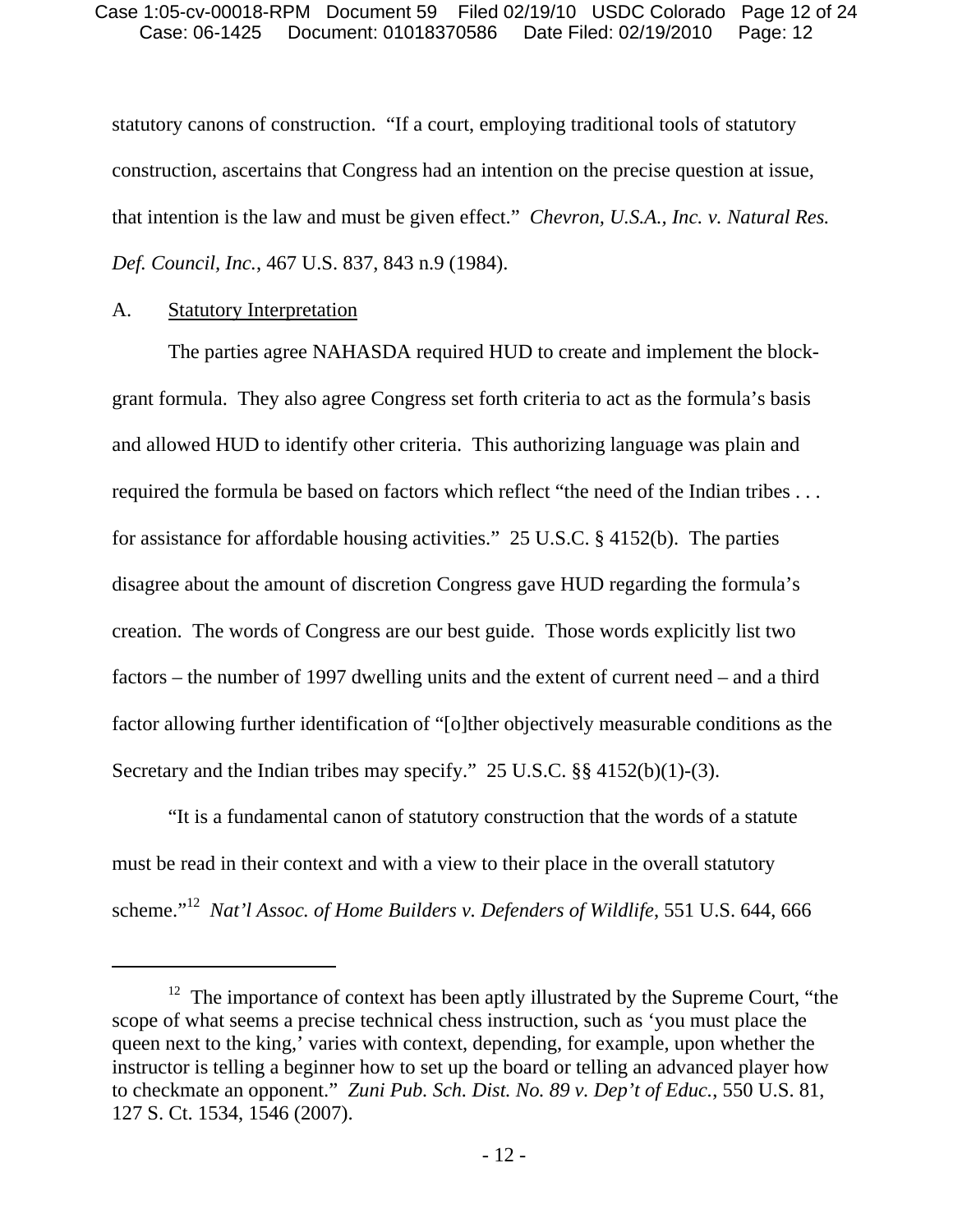statutory canons of construction. "If a court, employing traditional tools of statutory construction, ascertains that Congress had an intention on the precise question at issue, that intention is the law and must be given effect." *Chevron, U.S.A., Inc. v. Natural Res. Def. Council, Inc.*, 467 U.S. 837, 843 n.9 (1984).

A. Statutory Interpretation

The parties agree NAHASDA required HUD to create and implement the block-grant formula. They also agree Congress set forth criteria to act as the formula's basis and allowed HUD to identify other criteria. This authorizing language was plain and required the formula be based on factors which reflect "the need of the Indian tribes . . . for assistance for affordable housing activities." 25 U.S.C. § 4152(b). The parties disagree about the amount of discretion Congress gave HUD regarding the formula's creation. The words of Congress are our best guide. Those words explicitly list two factors – the number of 1997 dwelling units and the extent of current need – and a third factor allowing further identification of "[o]ther objectively measurable conditions as the Secretary and the Indian tribes may specify." 25 U.S.C. §§ 4152(b)(1)-(3).

"It is a fundamental canon of statutory construction that the words of a statute must be read in their context and with a view to their place in the overall statutory scheme."[12] *Nat'l Assoc. of Home Builders v. Defenders of Wildlife*, 551 U.S. 644, 666

---

[12] The importance of context has been aptly illustrated by the Supreme Court, "the scope of what seems a precise technical chess instruction, such as 'you must place the queen next to the king,' varies with context, depending, for example, upon whether the instructor is telling a beginner how to set up the board or telling an advanced player how to checkmate an opponent." *Zuni Pub. Sch. Dist. No. 89 v. Dep't of Educ.*, 550 U.S. 81, 127 S. Ct. 1534, 1546 (2007).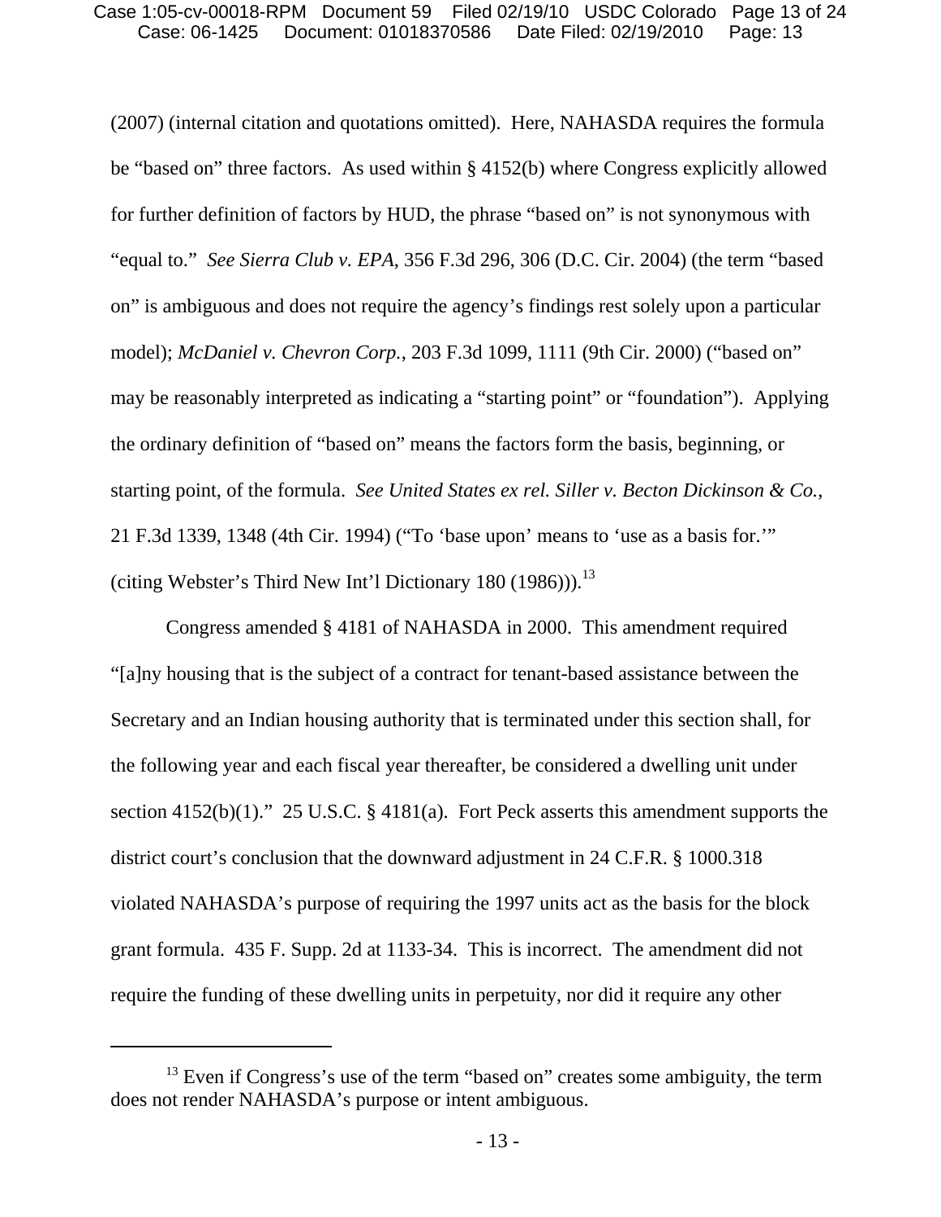(2007) (internal citation and quotations omitted). Here, NAHASDA requires the formula be "based on" three factors. As used within § 4152(b) where Congress explicitly allowed for further definition of factors by HUD, the phrase "based on" is not synonymous with "equal to." *See Sierra Club v. EPA*, 356 F.3d 296, 306 (D.C. Cir. 2004) (the term "based on" is ambiguous and does not require the agency's findings rest solely upon a particular model); *McDaniel v. Chevron Corp.*, 203 F.3d 1099, 1111 (9th Cir. 2000) ("based on" may be reasonably interpreted as indicating a "starting point" or "foundation"). Applying the ordinary definition of "based on" means the factors form the basis, beginning, or starting point, of the formula. *See United States ex rel. Siller v. Becton Dickinson & Co.*, 21 F.3d 1339, 1348 (4th Cir. 1994) ("To 'base upon' means to 'use as a basis for.'" (citing Webster's Third New Int'l Dictionary 180 (1986))).[13]

Congress amended § 4181 of NAHASDA in 2000. This amendment required "[a]ny housing that is the subject of a contract for tenant-based assistance between the Secretary and an Indian housing authority that is terminated under this section shall, for the following year and each fiscal year thereafter, be considered a dwelling unit under section 4152(b)(1)." 25 U.S.C. § 4181(a). Fort Peck asserts this amendment supports the district court's conclusion that the downward adjustment in 24 C.F.R. § 1000.318 violated NAHASDA's purpose of requiring the 1997 units act as the basis for the block grant formula. 435 F. Supp. 2d at 1133-34. This is incorrect. The amendment did not require the funding of these dwelling units in perpetuity, nor did it require any other

---

[13] Even if Congress's use of the term "based on" creates some ambiguity, the term does not render NAHASDA's purpose or intent ambiguous.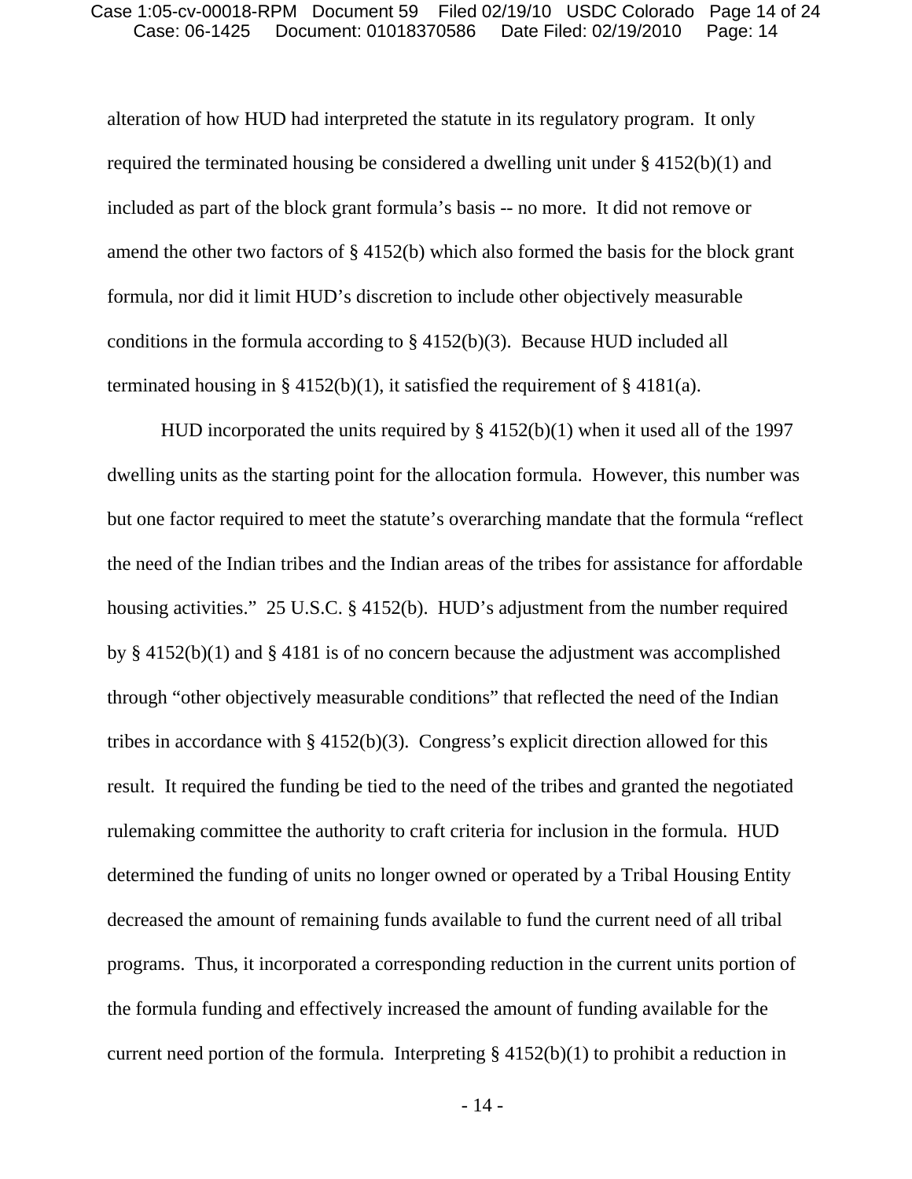alteration of how HUD had interpreted the statute in its regulatory program. It only required the terminated housing be considered a dwelling unit under § 4152(b)(1) and included as part of the block grant formula's basis -- no more. It did not remove or amend the other two factors of § 4152(b) which also formed the basis for the block grant formula, nor did it limit HUD's discretion to include other objectively measurable conditions in the formula according to § 4152(b)(3). Because HUD included all terminated housing in § 4152(b)(1), it satisfied the requirement of § 4181(a).

HUD incorporated the units required by § 4152(b)(1) when it used all of the 1997 dwelling units as the starting point for the allocation formula. However, this number was but one factor required to meet the statute's overarching mandate that the formula "reflect the need of the Indian tribes and the Indian areas of the tribes for assistance for affordable housing activities." 25 U.S.C. § 4152(b). HUD's adjustment from the number required by § 4152(b)(1) and § 4181 is of no concern because the adjustment was accomplished through "other objectively measurable conditions" that reflected the need of the Indian tribes in accordance with § 4152(b)(3). Congress's explicit direction allowed for this result. It required the funding be tied to the need of the tribes and granted the negotiated rulemaking committee the authority to craft criteria for inclusion in the formula. HUD determined the funding of units no longer owned or operated by a Tribal Housing Entity decreased the amount of remaining funds available to fund the current need of all tribal programs. Thus, it incorporated a corresponding reduction in the current units portion of the formula funding and effectively increased the amount of funding available for the current need portion of the formula. Interpreting § 4152(b)(1) to prohibit a reduction in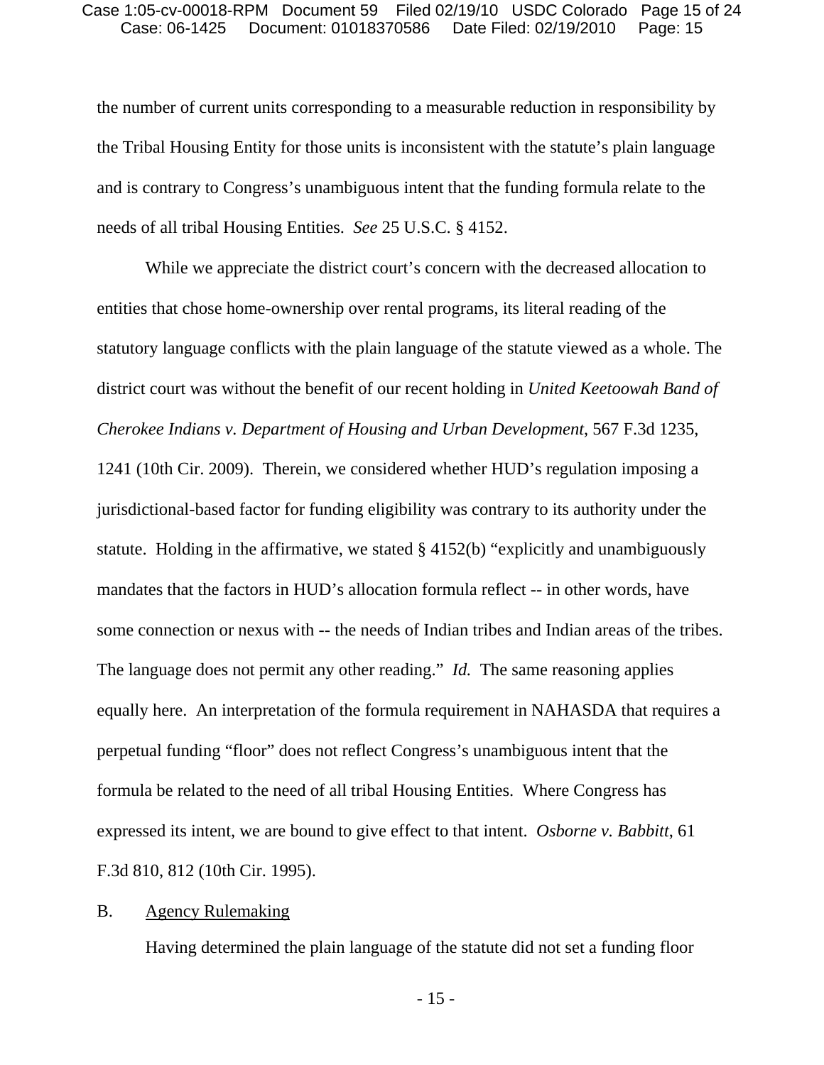the number of current units corresponding to a measurable reduction in responsibility by the Tribal Housing Entity for those units is inconsistent with the statute's plain language and is contrary to Congress's unambiguous intent that the funding formula relate to the needs of all tribal Housing Entities. *See* 25 U.S.C. § 4152.

While we appreciate the district court's concern with the decreased allocation to entities that chose home-ownership over rental programs, its literal reading of the statutory language conflicts with the plain language of the statute viewed as a whole. The district court was without the benefit of our recent holding in *United Keetoowah Band of Cherokee Indians v. Department of Housing and Urban Development*, 567 F.3d 1235, 1241 (10th Cir. 2009). Therein, we considered whether HUD's regulation imposing a jurisdictional-based factor for funding eligibility was contrary to its authority under the statute. Holding in the affirmative, we stated § 4152(b) "explicitly and unambiguously mandates that the factors in HUD's allocation formula reflect -- in other words, have some connection or nexus with -- the needs of Indian tribes and Indian areas of the tribes. The language does not permit any other reading." *Id.* The same reasoning applies equally here. An interpretation of the formula requirement in NAHASDA that requires a perpetual funding "floor" does not reflect Congress's unambiguous intent that the formula be related to the need of all tribal Housing Entities. Where Congress has expressed its intent, we are bound to give effect to that intent. *Osborne v. Babbitt*, 61 F.3d 810, 812 (10th Cir. 1995).

B. <u>Agency Rulemaking</u>

Having determined the plain language of the statute did not set a funding floor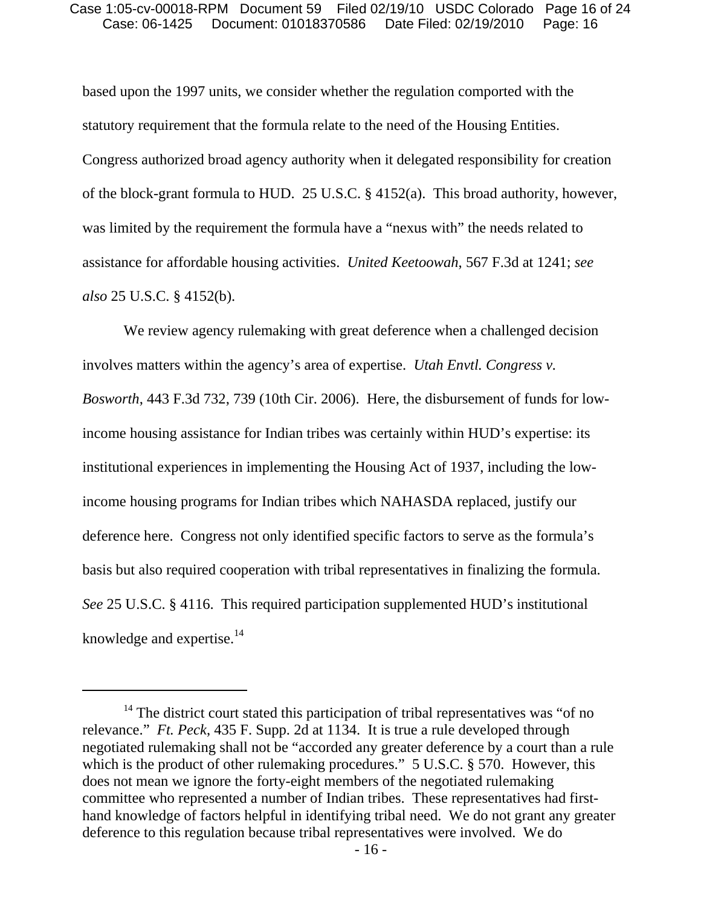based upon the 1997 units, we consider whether the regulation comported with the statutory requirement that the formula relate to the need of the Housing Entities. Congress authorized broad agency authority when it delegated responsibility for creation of the block-grant formula to HUD. 25 U.S.C. § 4152(a). This broad authority, however, was limited by the requirement the formula have a "nexus with" the needs related to assistance for affordable housing activities. *United Keetoowah*, 567 F.3d at 1241; *see also* 25 U.S.C. § 4152(b).

We review agency rulemaking with great deference when a challenged decision involves matters within the agency's area of expertise. *Utah Envtl. Congress v. Bosworth*, 443 F.3d 732, 739 (10th Cir. 2006). Here, the disbursement of funds for low-income housing assistance for Indian tribes was certainly within HUD's expertise: its institutional experiences in implementing the Housing Act of 1937, including the low-income housing programs for Indian tribes which NAHASDA replaced, justify our deference here. Congress not only identified specific factors to serve as the formula's basis but also required cooperation with tribal representatives in finalizing the formula. *See* 25 U.S.C. § 4116. This required participation supplemented HUD's institutional knowledge and expertise.[14]

---

[14] The district court stated this participation of tribal representatives was "of no relevance." *Ft. Peck*, 435 F. Supp. 2d at 1134. It is true a rule developed through negotiated rulemaking shall not be "accorded any greater deference by a court than a rule which is the product of other rulemaking procedures." 5 U.S.C. § 570. However, this does not mean we ignore the forty-eight members of the negotiated rulemaking committee who represented a number of Indian tribes. These representatives had first-hand knowledge of factors helpful in identifying tribal need. We do not grant any greater deference to this regulation because tribal representatives were involved. We do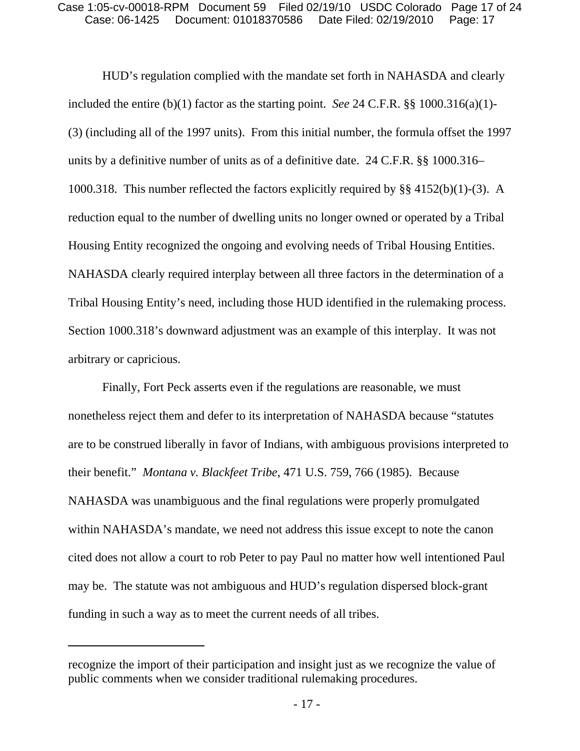HUD's regulation complied with the mandate set forth in NAHASDA and clearly included the entire (b)(1) factor as the starting point. *See* 24 C.F.R. §§ 1000.316(a)(1)-(3) (including all of the 1997 units). From this initial number, the formula offset the 1997 units by a definitive number of units as of a definitive date. 24 C.F.R. §§ 1000.316–1000.318. This number reflected the factors explicitly required by §§ 4152(b)(1)-(3). A reduction equal to the number of dwelling units no longer owned or operated by a Tribal Housing Entity recognized the ongoing and evolving needs of Tribal Housing Entities. NAHASDA clearly required interplay between all three factors in the determination of a Tribal Housing Entity's need, including those HUD identified in the rulemaking process. Section 1000.318's downward adjustment was an example of this interplay. It was not arbitrary or capricious.

Finally, Fort Peck asserts even if the regulations are reasonable, we must nonetheless reject them and defer to its interpretation of NAHASDA because "statutes are to be construed liberally in favor of Indians, with ambiguous provisions interpreted to their benefit." *Montana v. Blackfeet Tribe*, 471 U.S. 759, 766 (1985). Because NAHASDA was unambiguous and the final regulations were properly promulgated within NAHASDA's mandate, we need not address this issue except to note the canon cited does not allow a court to rob Peter to pay Paul no matter how well intentioned Paul may be. The statute was not ambiguous and HUD's regulation dispersed block-grant funding in such a way as to meet the current needs of all tribes.

---

recognize the import of their participation and insight just as we recognize the value of public comments when we consider traditional rulemaking procedures.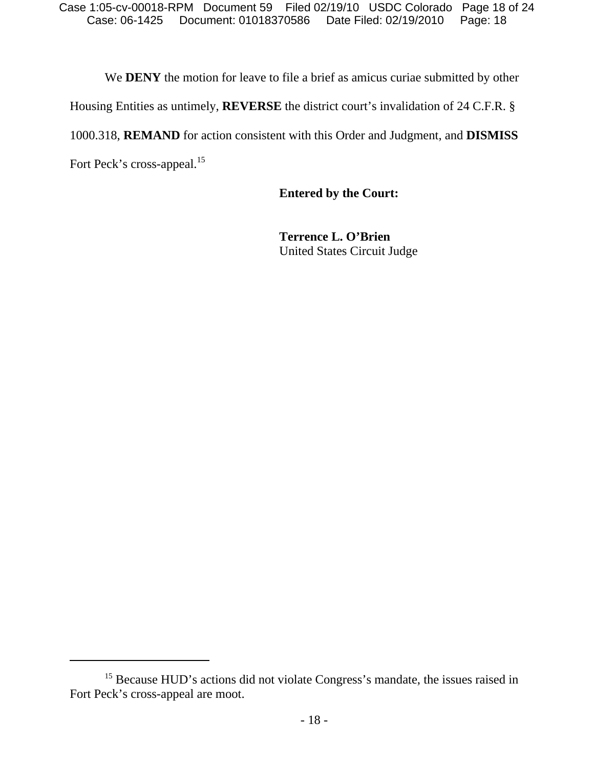We **DENY** the motion for leave to file a brief as amicus curiae submitted by other Housing Entities as untimely, **REVERSE** the district court's invalidation of 24 C.F.R. § 1000.318, **REMAND** for action consistent with this Order and Judgment, and **DISMISS** Fort Peck's cross-appeal.[15]

**Entered by the Court:**

**Terrence L. O'Brien**
United States Circuit Judge

---

[15] Because HUD's actions did not violate Congress's mandate, the issues raised in Fort Peck's cross-appeal are moot.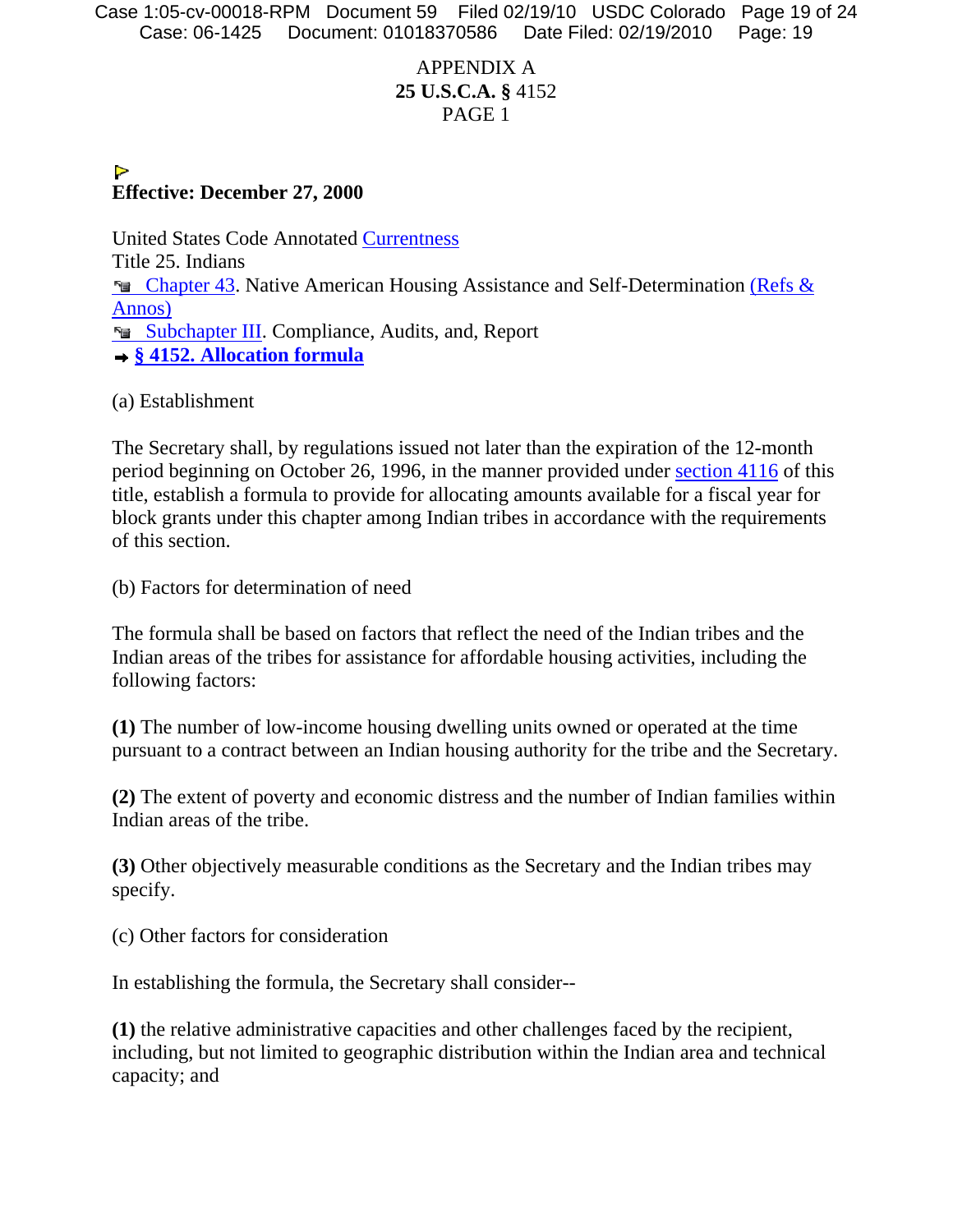APPENDIX A
**25 U.S.C.A. §** 4152
PAGE 1

**Effective: December 27, 2000**

United States Code Annotated Currentness
Title 25. Indians
Chapter 43. Native American Housing Assistance and Self-Determination (Refs & Annos)
Subchapter III. Compliance, Audits, and, Report
**§ 4152. Allocation formula**

(a) Establishment

The Secretary shall, by regulations issued not later than the expiration of the 12-month period beginning on October 26, 1996, in the manner provided under section 4116 of this title, establish a formula to provide for allocating amounts available for a fiscal year for block grants under this chapter among Indian tribes in accordance with the requirements of this section.

(b) Factors for determination of need

The formula shall be based on factors that reflect the need of the Indian tribes and the Indian areas of the tribes for assistance for affordable housing activities, including the following factors:

**(1)** The number of low-income housing dwelling units owned or operated at the time pursuant to a contract between an Indian housing authority for the tribe and the Secretary.

**(2)** The extent of poverty and economic distress and the number of Indian families within Indian areas of the tribe.

**(3)** Other objectively measurable conditions as the Secretary and the Indian tribes may specify.

(c) Other factors for consideration

In establishing the formula, the Secretary shall consider--

**(1)** the relative administrative capacities and other challenges faced by the recipient, including, but not limited to geographic distribution within the Indian area and technical capacity; and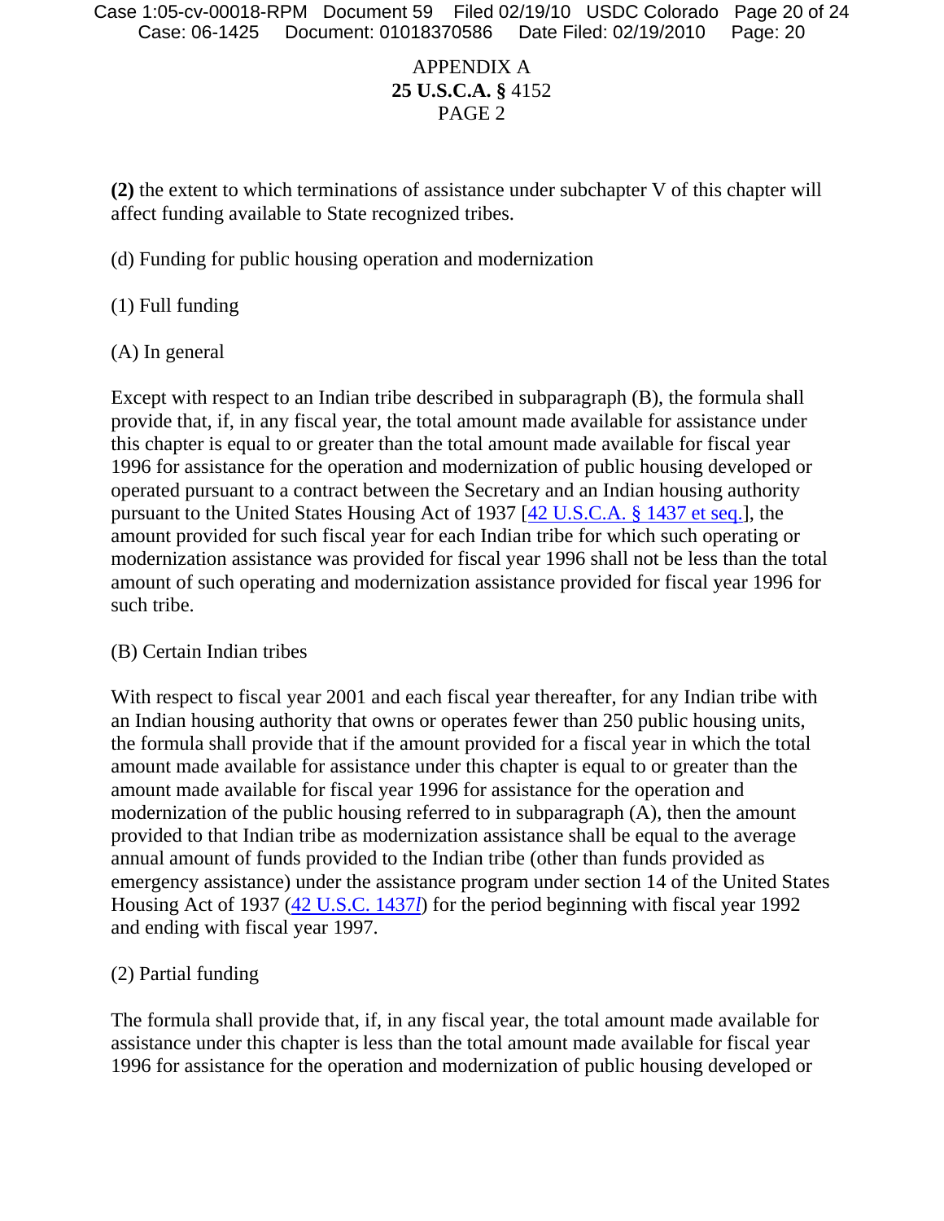APPENDIX A
**25 U.S.C.A. §** 4152
PAGE 2

**(2)** the extent to which terminations of assistance under subchapter V of this chapter will affect funding available to State recognized tribes.

(d) Funding for public housing operation and modernization

(1) Full funding

(A) In general

Except with respect to an Indian tribe described in subparagraph (B), the formula shall provide that, if, in any fiscal year, the total amount made available for assistance under this chapter is equal to or greater than the total amount made available for fiscal year 1996 for assistance for the operation and modernization of public housing developed or operated pursuant to a contract between the Secretary and an Indian housing authority pursuant to the United States Housing Act of 1937 [42 U.S.C.A. § 1437 et seq.], the amount provided for such fiscal year for each Indian tribe for which such operating or modernization assistance was provided for fiscal year 1996 shall not be less than the total amount of such operating and modernization assistance provided for fiscal year 1996 for such tribe.

(B) Certain Indian tribes

With respect to fiscal year 2001 and each fiscal year thereafter, for any Indian tribe with an Indian housing authority that owns or operates fewer than 250 public housing units, the formula shall provide that if the amount provided for a fiscal year in which the total amount made available for assistance under this chapter is equal to or greater than the amount made available for fiscal year 1996 for assistance for the operation and modernization of the public housing referred to in subparagraph (A), then the amount provided to that Indian tribe as modernization assistance shall be equal to the average annual amount of funds provided to the Indian tribe (other than funds provided as emergency assistance) under the assistance program under section 14 of the United States Housing Act of 1937 (42 U.S.C. 1437*l*) for the period beginning with fiscal year 1992 and ending with fiscal year 1997.

(2) Partial funding

The formula shall provide that, if, in any fiscal year, the total amount made available for assistance under this chapter is less than the total amount made available for fiscal year 1996 for assistance for the operation and modernization of public housing developed or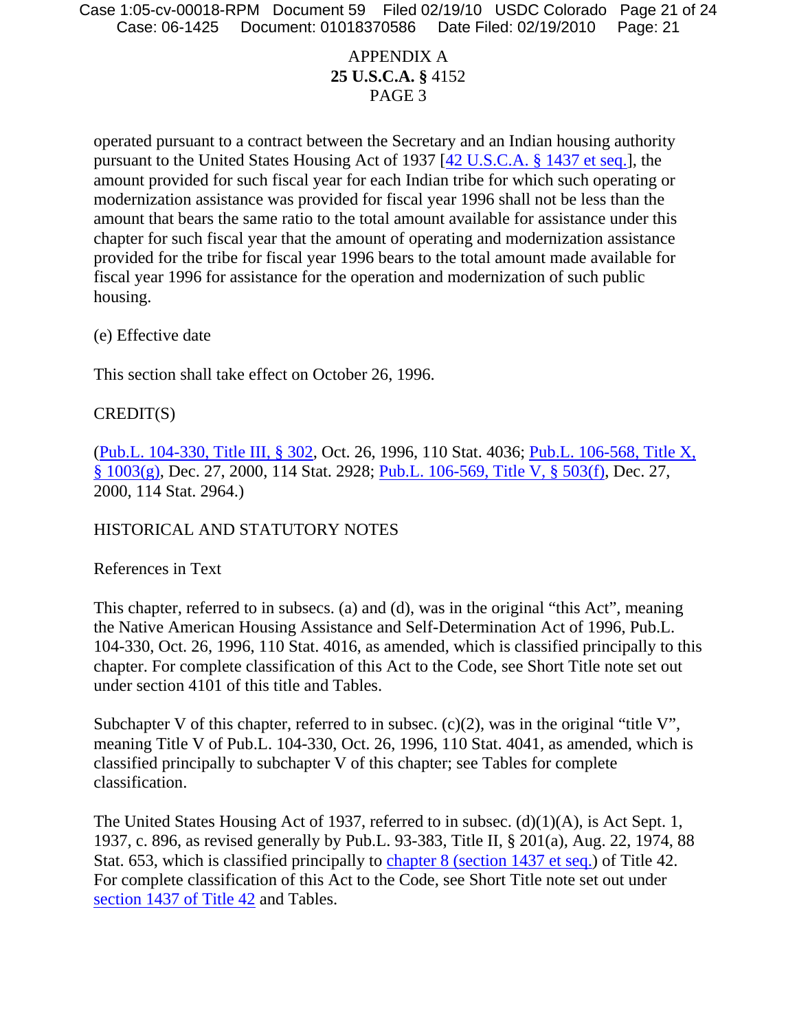APPENDIX A
**25 U.S.C.A. §** 4152
PAGE 3

operated pursuant to a contract between the Secretary and an Indian housing authority pursuant to the United States Housing Act of 1937 [42 U.S.C.A. § 1437 et seq.], the amount provided for such fiscal year for each Indian tribe for which such operating or modernization assistance was provided for fiscal year 1996 shall not be less than the amount that bears the same ratio to the total amount available for assistance under this chapter for such fiscal year that the amount of operating and modernization assistance provided for the tribe for fiscal year 1996 bears to the total amount made available for fiscal year 1996 for assistance for the operation and modernization of such public housing.

(e) Effective date

This section shall take effect on October 26, 1996.

CREDIT(S)

(Pub.L. 104-330, Title III, § 302, Oct. 26, 1996, 110 Stat. 4036; Pub.L. 106-568, Title X, § 1003(g), Dec. 27, 2000, 114 Stat. 2928; Pub.L. 106-569, Title V, § 503(f), Dec. 27, 2000, 114 Stat. 2964.)

HISTORICAL AND STATUTORY NOTES

References in Text

This chapter, referred to in subsecs. (a) and (d), was in the original "this Act", meaning the Native American Housing Assistance and Self-Determination Act of 1996, Pub.L. 104-330, Oct. 26, 1996, 110 Stat. 4016, as amended, which is classified principally to this chapter. For complete classification of this Act to the Code, see Short Title note set out under section 4101 of this title and Tables.

Subchapter V of this chapter, referred to in subsec. (c)(2), was in the original "title V", meaning Title V of Pub.L. 104-330, Oct. 26, 1996, 110 Stat. 4041, as amended, which is classified principally to subchapter V of this chapter; see Tables for complete classification.

The United States Housing Act of 1937, referred to in subsec. (d)(1)(A), is Act Sept. 1, 1937, c. 896, as revised generally by Pub.L. 93-383, Title II, § 201(a), Aug. 22, 1974, 88 Stat. 653, which is classified principally to chapter 8 (section 1437 et seq.) of Title 42. For complete classification of this Act to the Code, see Short Title note set out under section 1437 of Title 42 and Tables.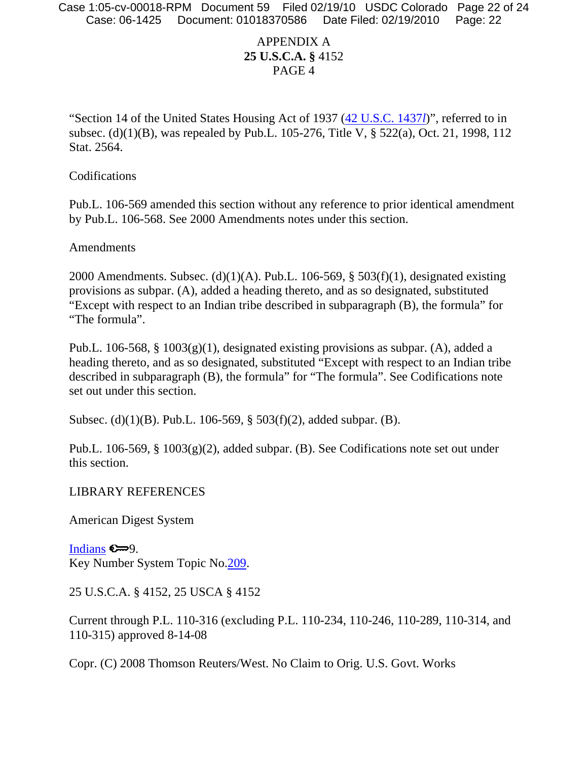APPENDIX A
**25 U.S.C.A. §** 4152
PAGE 4

"Section 14 of the United States Housing Act of 1937 (42 U.S.C. 1437*l*)", referred to in subsec. (d)(1)(B), was repealed by Pub.L. 105-276, Title V, § 522(a), Oct. 21, 1998, 112 Stat. 2564.

Codifications

Pub.L. 106-569 amended this section without any reference to prior identical amendment by Pub.L. 106-568. See 2000 Amendments notes under this section.

Amendments

2000 Amendments. Subsec. (d)(1)(A). Pub.L. 106-569, § 503(f)(1), designated existing provisions as subpar. (A), added a heading thereto, and as so designated, substituted "Except with respect to an Indian tribe described in subparagraph (B), the formula" for "The formula".

Pub.L. 106-568, § 1003(g)(1), designated existing provisions as subpar. (A), added a heading thereto, and as so designated, substituted "Except with respect to an Indian tribe described in subparagraph (B), the formula" for "The formula". See Codifications note set out under this section.

Subsec. (d)(1)(B). Pub.L. 106-569, § 503(f)(2), added subpar. (B).

Pub.L. 106-569, § 1003(g)(2), added subpar. (B). See Codifications note set out under this section.

LIBRARY REFERENCES

American Digest System

Indians 🔑9.
Key Number System Topic No.209.

25 U.S.C.A. § 4152, 25 USCA § 4152

Current through P.L. 110-316 (excluding P.L. 110-234, 110-246, 110-289, 110-314, and 110-315) approved 8-14-08

Copr. (C) 2008 Thomson Reuters/West. No Claim to Orig. U.S. Govt. Works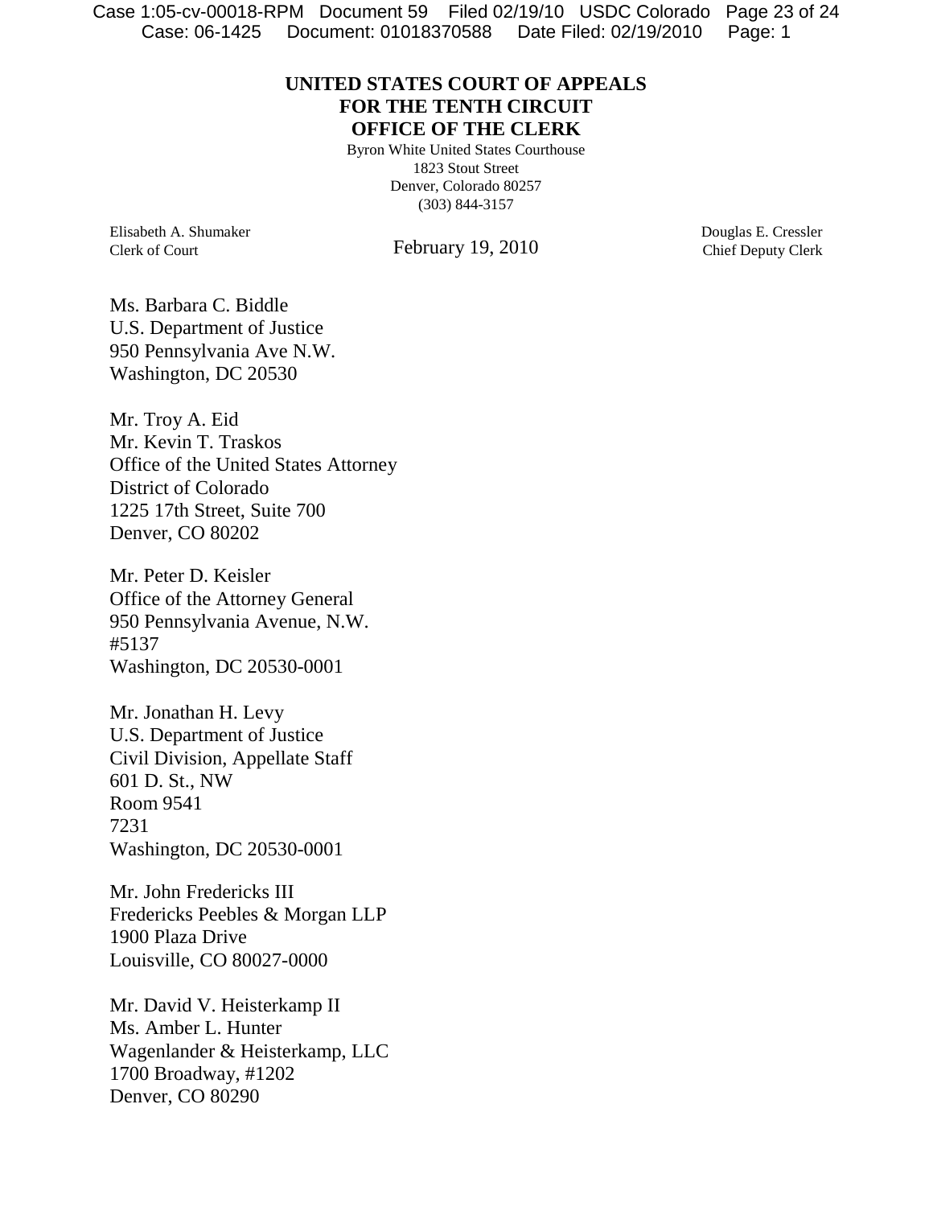**UNITED STATES COURT OF APPEALS**
**FOR THE TENTH CIRCUIT**
**OFFICE OF THE CLERK**

Byron White United States Courthouse
1823 Stout Street
Denver, Colorado 80257
(303) 844-3157

Elisabeth A. Shumaker
Clerk of Court

February 19, 2010

Douglas E. Cressler
Chief Deputy Clerk

Ms. Barbara C. Biddle
U.S. Department of Justice
950 Pennsylvania Ave N.W.
Washington, DC 20530

Mr. Troy A. Eid
Mr. Kevin T. Traskos
Office of the United States Attorney
District of Colorado
1225 17th Street, Suite 700
Denver, CO 80202

Mr. Peter D. Keisler
Office of the Attorney General
950 Pennsylvania Avenue, N.W.
#5137
Washington, DC 20530-0001

Mr. Jonathan H. Levy
U.S. Department of Justice
Civil Division, Appellate Staff
601 D. St., NW
Room 9541
7231
Washington, DC 20530-0001

Mr. John Fredericks III
Fredericks Peebles & Morgan LLP
1900 Plaza Drive
Louisville, CO 80027-0000

Mr. David V. Heisterkamp II
Ms. Amber L. Hunter
Wagenlander & Heisterkamp, LLC
1700 Broadway, #1202
Denver, CO 80290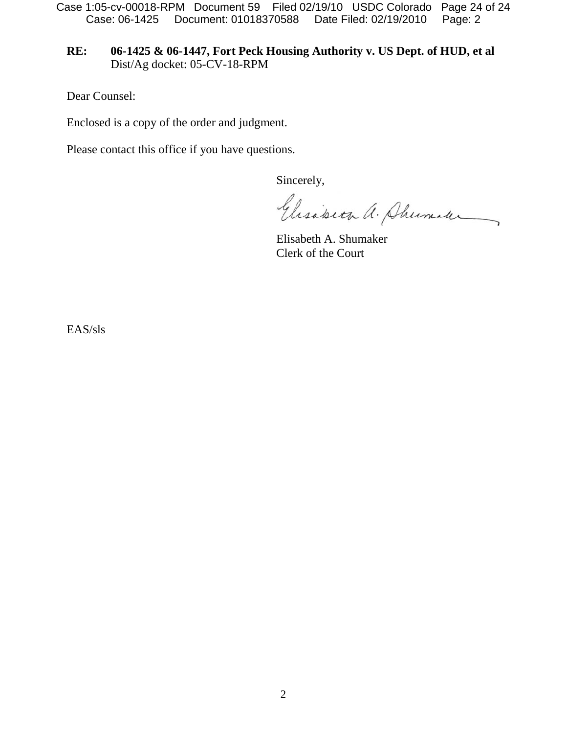**RE: 06-1425 & 06-1447, Fort Peck Housing Authority v. US Dept. of HUD, et al**
Dist/Ag docket: 05-CV-18-RPM

Dear Counsel:

Enclosed is a copy of the order and judgment.

Please contact this office if you have questions.

Sincerely,

Elisabeth A. Shumaker
Clerk of the Court

EAS/sls